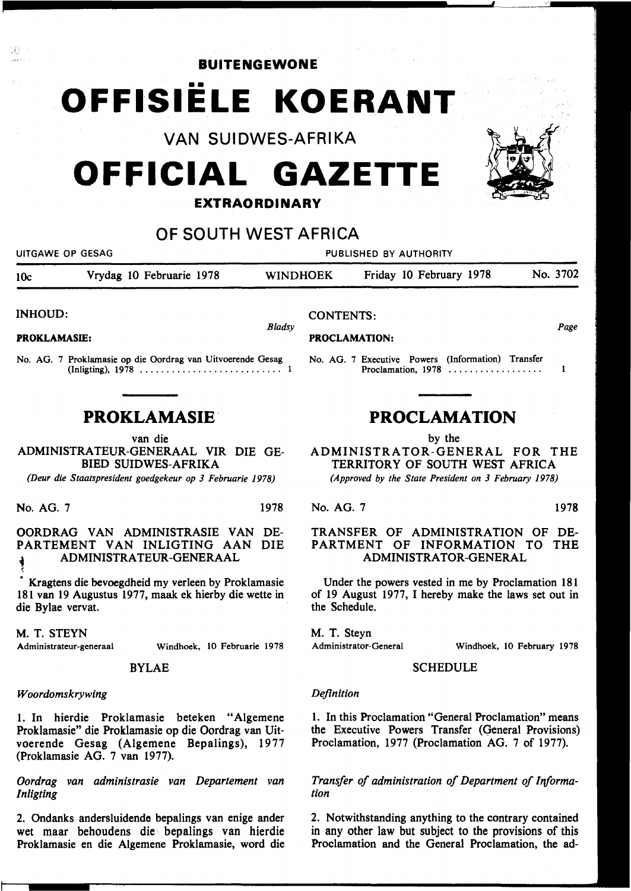**BUITENGEWONE**

# OFFISIËLE KOERANT

VAN SUIDWES-AFRIKA

# OFFICIAL GAZETTE

**EXTRAORDINARY**

## OF SOUTH WEST AFRICA

UITGAWE OP GESAG — PUBLISHED BY AUTHORITY

10c — Vrydag 10 Februarie 1978 — WINDHOEK — Friday 10 February 1978 — No. 3702

INHOUD:

*Bladsy*

**PROKLAMASIE:**

No. AG. 7 Proklamasie op die Oordrag van Uitvoerende Gesag (Inligting), 1978 ........................... 1

CONTENTS:

*Page*

**PROCLAMATION:**

No. AG. 7 Executive Powers (Information) Transfer Proclamation, 1978 .................. 1

## PROKLAMASIE

van die

ADMINISTRATEUR-GENERAAL VIR DIE GEBIED SUIDWES-AFRIKA

*(Deur die Staatspresident goedgekeur op 3 Februarie 1978)*

No. AG. 7 — 1978

OORDRAG VAN ADMINISTRASIE VAN DEPARTEMENT VAN INLIGTING AAN DIE ADMINISTRATEUR-GENERAAL

Kragtens die bevoegdheid my verleen by Proklamasie 181 van 19 Augustus 1977, maak ek hierby die wette in die Bylae vervat.

M. T. STEYN
Administrateur-generaal — Windhoek, 10 Februarie 1978

BYLAE

*Woordomskrywing*

1. In hierdie Proklamasie beteken "Algemene Proklamasie" die Proklamasie op die Oordrag van Uitvoerende Gesag (Algemene Bepalings), 1977 (Proklamasie AG. 7 van 1977).

*Oordrag van administrasie van Departement van Inligting*

2. Ondanks andersluidende bepalings van enige ander wet maar behoudens die bepalings van hierdie Proklamasie en die Algemene Proklamasie, word die

## PROCLAMATION

by the

ADMINISTRATOR-GENERAL FOR THE TERRITORY OF SOUTH WEST AFRICA

*(Approved by the State President on 3 February 1978)*

No. AG. 7 — 1978

TRANSFER OF ADMINISTRATION OF DEPARTMENT OF INFORMATION TO THE ADMINISTRATOR-GENERAL

Under the powers vested in me by Proclamation 181 of 19 August 1977, I hereby make the laws set out in the Schedule.

M. T. Steyn
Administrator-General — Windhoek, 10 February 1978

SCHEDULE

*Definition*

1. In this Proclamation "General Proclamation" means the Executive Powers Transfer (General Provisions) Proclamation, 1977 (Proclamation AG. 7 of 1977).

*Transfer of administration of Department of Information*

2. Notwithstanding anything to the contrary contained in any other law but subject to the provisions of this Proclamation and the General Proclamation, the ad-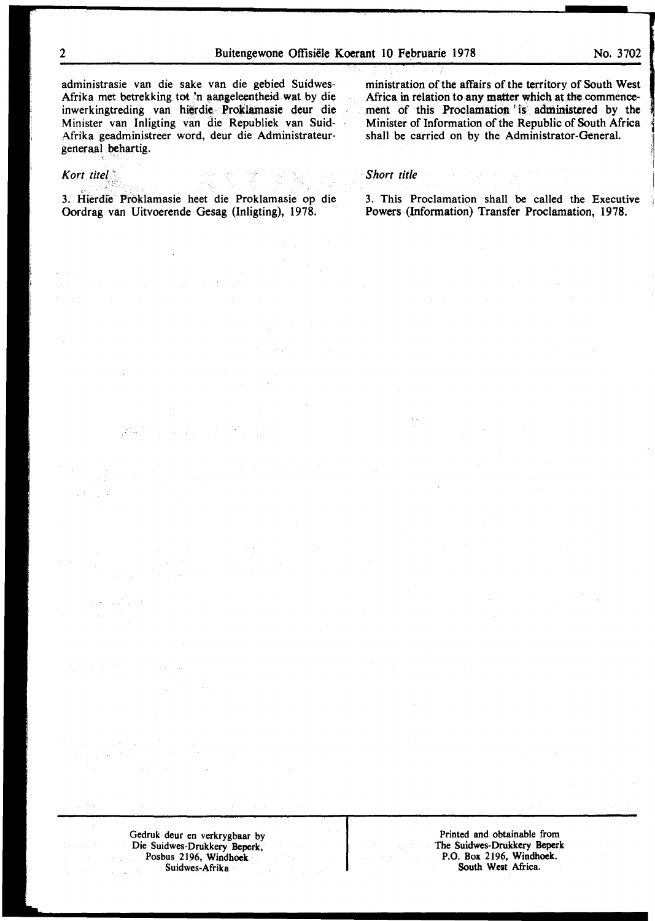administrasie van die sake van die gebied Suidwes-Afrika met betrekking tot 'n aangeleentheid wat by die inwerkingtreding van hierdie Proklamasie deur die Minister van Inligting van die Republiek van Suid-Afrika geadministreer word, deur die Administrateur-generaal behartig.

*Kort titel*

3. Hierdie Proklamasie heet die Proklamasie op die Oordrag van Uitvoerende Gesag (Inligting), 1978.

ministration of the affairs of the territory of South West Africa in relation to any matter which at the commencement of this Proclamation is administered by the Minister of Information of the Republic of South Africa shall be carried on by the Administrator-General.

*Short title*

3. This Proclamation shall be called the Executive Powers (Information) Transfer Proclamation, 1978.

Gedruk deur en verkrygbaar by
Die Suidwes-Drukkery Beperk,
Posbus 2196, Windhoek
Suidwes-Afrika

Printed and obtainable from
The Suidwes-Drukkery Beperk
P.O. Box 2196, Windhoek.
South West Africa.